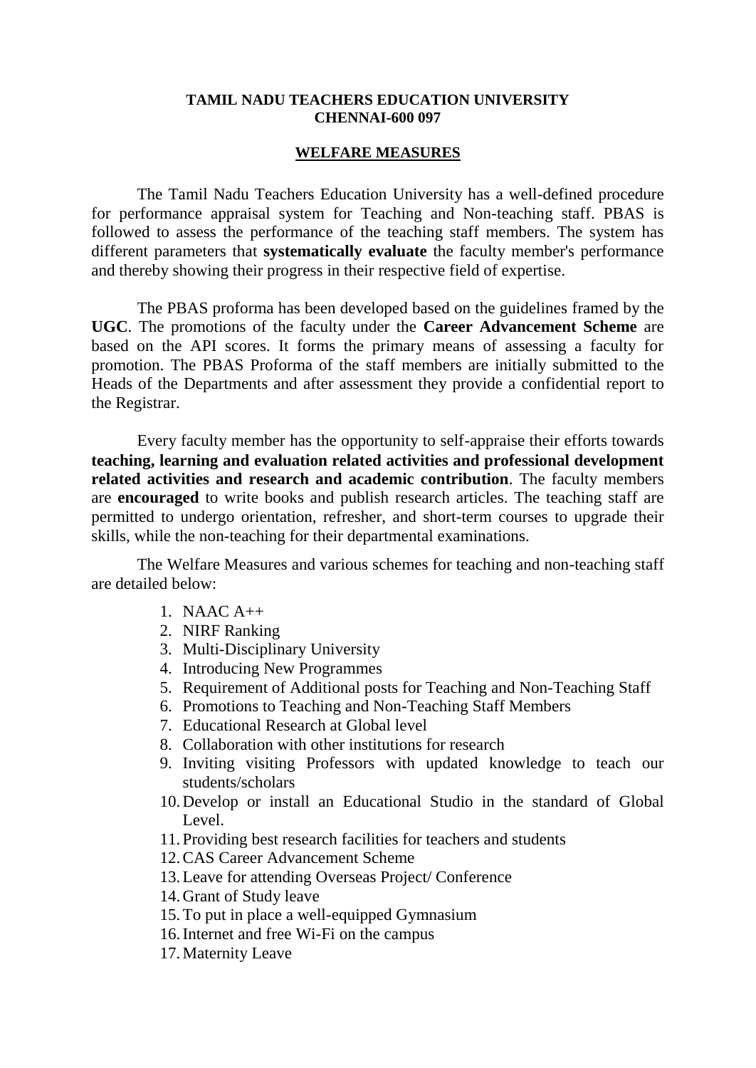**TAMIL NADU TEACHERS EDUCATION UNIVERSITY**
**CHENNAI-600 097**

**WELFARE MEASURES**

The Tamil Nadu Teachers Education University has a well-defined procedure for performance appraisal system for Teaching and Non-teaching staff. PBAS is followed to assess the performance of the teaching staff members. The system has different parameters that **systematically evaluate** the faculty member's performance and thereby showing their progress in their respective field of expertise.

The PBAS proforma has been developed based on the guidelines framed by the **UGC**. The promotions of the faculty under the **Career Advancement Scheme** are based on the API scores. It forms the primary means of assessing a faculty for promotion. The PBAS Proforma of the staff members are initially submitted to the Heads of the Departments and after assessment they provide a confidential report to the Registrar.

Every faculty member has the opportunity to self-appraise their efforts towards **teaching, learning and evaluation related activities and professional development related activities and research and academic contribution**. The faculty members are **encouraged** to write books and publish research articles. The teaching staff are permitted to undergo orientation, refresher, and short-term courses to upgrade their skills, while the non-teaching for their departmental examinations.

The Welfare Measures and various schemes for teaching and non-teaching staff are detailed below:

1. NAAC A++
2. NIRF Ranking
3. Multi-Disciplinary University
4. Introducing New Programmes
5. Requirement of Additional posts for Teaching and Non-Teaching Staff
6. Promotions to Teaching and Non-Teaching Staff Members
7. Educational Research at Global level
8. Collaboration with other institutions for research
9. Inviting visiting Professors with updated knowledge to teach our students/scholars
10. Develop or install an Educational Studio in the standard of Global Level.
11. Providing best research facilities for teachers and students
12. CAS Career Advancement Scheme
13. Leave for attending Overseas Project/ Conference
14. Grant of Study leave
15. To put in place a well-equipped Gymnasium
16. Internet and free Wi-Fi on the campus
17. Maternity Leave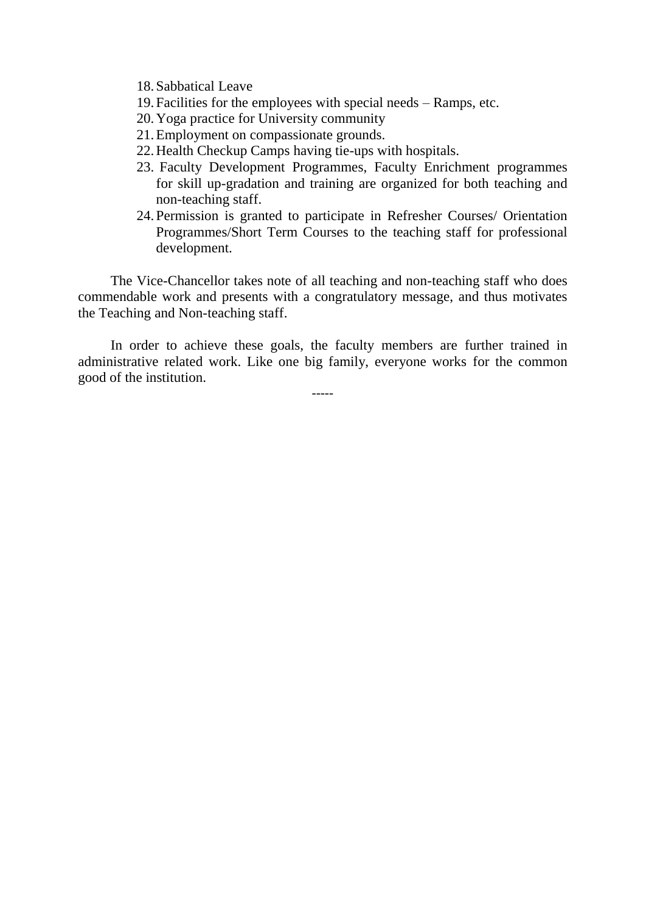18. Sabbatical Leave
19. Facilities for the employees with special needs – Ramps, etc.
20. Yoga practice for University community
21. Employment on compassionate grounds.
22. Health Checkup Camps having tie-ups with hospitals.
23. Faculty Development Programmes, Faculty Enrichment programmes for skill up-gradation and training are organized for both teaching and non-teaching staff.
24. Permission is granted to participate in Refresher Courses/ Orientation Programmes/Short Term Courses to the teaching staff for professional development.

The Vice-Chancellor takes note of all teaching and non-teaching staff who does commendable work and presents with a congratulatory message, and thus motivates the Teaching and Non-teaching staff.

In order to achieve these goals, the faculty members are further trained in administrative related work. Like one big family, everyone works for the common good of the institution.

-----